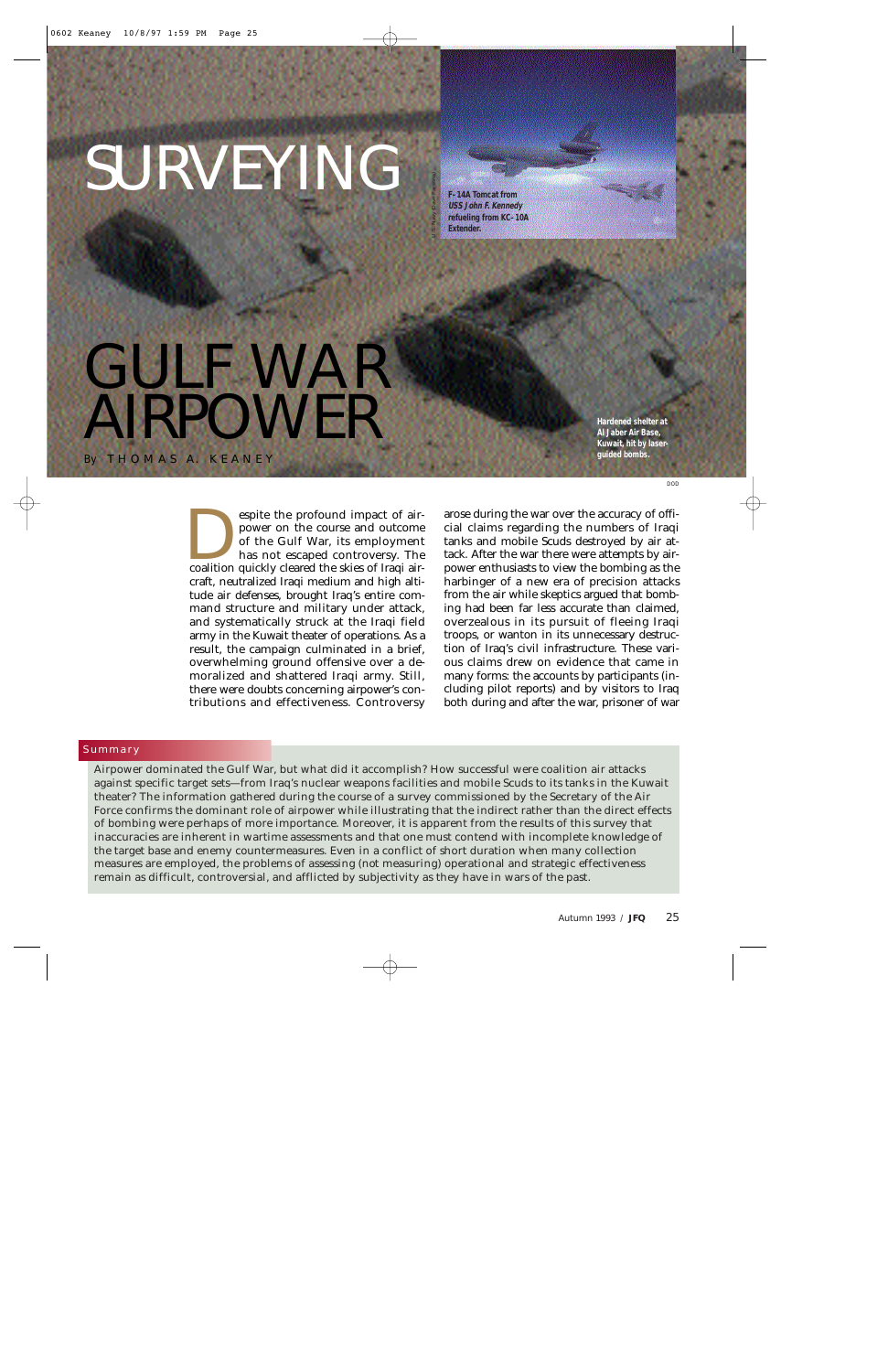# SURVEYING GULF WAR AIRPOWER

By THOMAS A. KEANEY

F-14A Tomcat from *USS John F. Kennedy* refueling from KC-10A Extender.

Hardened shelter at Al Jaber Air Base, Kuwait, hit by laser-guided bombs.

Despite the profound impact of airpower on the course and outcome of the Gulf War, its employment has not escaped controversy. The coalition quickly cleared the skies of Iraqi aircraft, neutralized Iraqi medium and high altitude air defenses, brought Iraq's entire command structure and military under attack, and systematically struck at the Iraqi field army in the Kuwait theater of operations. As a result, the campaign culminated in a brief, overwhelming ground offensive over a demoralized and shattered Iraqi army. Still, there were doubts concerning airpower's contributions and effectiveness. Controversy arose during the war over the accuracy of official claims regarding the numbers of Iraqi tanks and mobile Scuds destroyed by air attack. After the war there were attempts by airpower enthusiasts to view the bombing as the harbinger of a new era of precision attacks from the air while skeptics argued that bombing had been far less accurate than claimed, overzealous in its pursuit of fleeing Iraqi troops, or wanton in its unnecessary destruction of Iraq's civil infrastructure. These various claims drew on evidence that came in many forms: the accounts by participants (including pilot reports) and by visitors to Iraq both during and after the war, prisoner of war

## Summary

Airpower dominated the Gulf War, but what did it accomplish? How successful were coalition air attacks against specific target sets—from Iraq's nuclear weapons facilities and mobile Scuds to its tanks in the Kuwait theater? The information gathered during the course of a survey commissioned by the Secretary of the Air Force confirms the dominant role of airpower while illustrating that the indirect rather than the direct effects of bombing were perhaps of more importance. Moreover, it is apparent from the results of this survey that inaccuracies are inherent in wartime assessments and that one must contend with incomplete knowledge of the target base and enemy countermeasures. Even in a conflict of short duration when many collection measures are employed, the problems of assessing (not measuring) operational and strategic effectiveness remain as difficult, controversial, and afflicted by subjectivity as they have in wars of the past.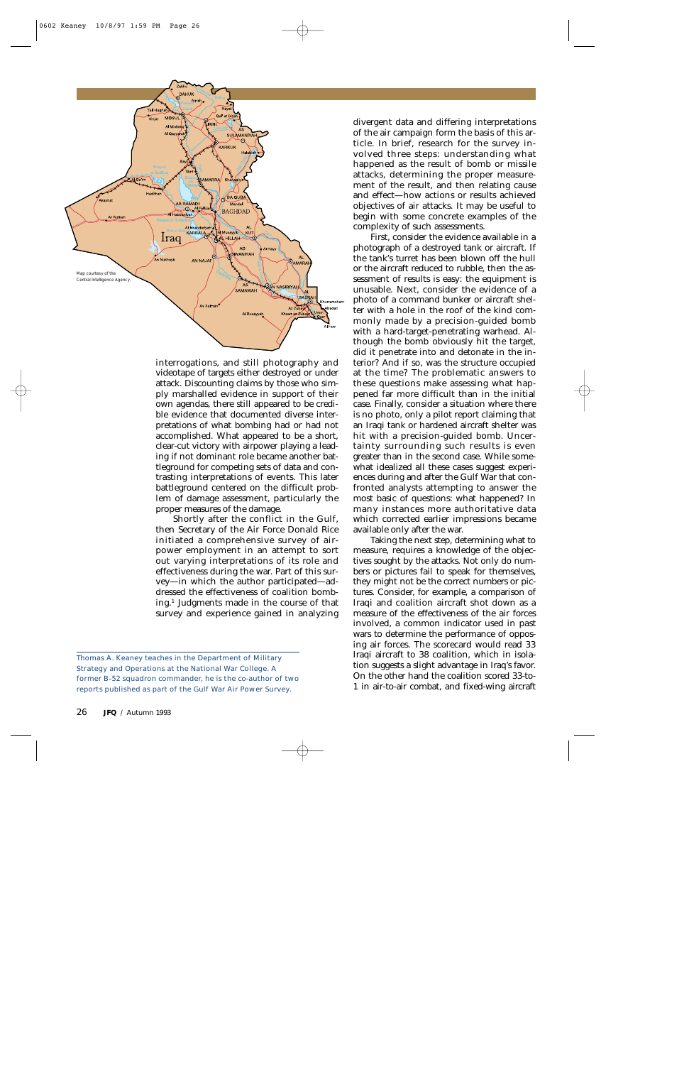Map courtesy of the Central Intelligence Agency.

interrogations, and still photography and videotape of targets either destroyed or under attack. Discounting claims by those who simply marshalled evidence in support of their own agendas, there still appeared to be credible evidence that documented diverse interpretations of what bombing had or had not accomplished. What appeared to be a short, clear-cut victory with airpower playing a leading if not dominant role became another battleground for competing sets of data and contrasting interpretations of events. This later battleground centered on the difficult problem of damage assessment, particularly the proper measures of the damage.

Shortly after the conflict in the Gulf, then Secretary of the Air Force Donald Rice initiated a comprehensive survey of airpower employment in an attempt to sort out varying interpretations of its role and effectiveness during the war. Part of this survey—in which the author participated—addressed the effectiveness of coalition bombing.[1] Judgments made in the course of that survey and experience gained in analyzing divergent data and differing interpretations of the air campaign form the basis of this article. In brief, research for the survey involved three steps: understanding what happened as the result of bomb or missile attacks, determining the proper measurement of the result, and then relating cause and effect—how actions or results achieved objectives of air attacks. It may be useful to begin with some concrete examples of the complexity of such assessments.

First, consider the evidence available in a photograph of a destroyed tank or aircraft. If the tank's turret has been blown off the hull or the aircraft reduced to rubble, then the assessment of results is easy: the equipment is unusable. Next, consider the evidence of a photo of a command bunker or aircraft shelter with a hole in the roof of the kind commonly made by a precision-guided bomb with a hard-target-penetrating warhead. Although the bomb obviously hit the target, did it penetrate into and detonate in the interior? And if so, was the structure occupied at the time? The problematic answers to these questions make assessing what happened far more difficult than in the initial case. Finally, consider a situation where there is no photo, only a pilot report claiming that an Iraqi tank or hardened aircraft shelter was hit with a precision-guided bomb. Uncertainty surrounding such results is even greater than in the second case. While somewhat idealized all these cases suggest experiences during and after the Gulf War that confronted analysts attempting to answer the most basic of questions: what happened? In many instances more authoritative data which corrected earlier impressions became available only after the war.

Taking the next step, determining what to measure, requires a knowledge of the objectives sought by the attacks. Not only do numbers or pictures fail to speak for themselves, they might not be the correct numbers or pictures. Consider, for example, a comparison of Iraqi and coalition aircraft shot down as a measure of the effectiveness of the air forces involved, a common indicator used in past wars to determine the performance of opposing air forces. The scorecard would read 33 Iraqi aircraft to 38 coalition, which in isolation suggests a slight advantage in Iraq's favor. On the other hand the coalition scored 33-to-1 in air-to-air combat, and fixed-wing aircraft

---

Thomas A. Keaney teaches in the Department of Military Strategy and Operations at the National War College. A former B–52 squadron commander, he is the co-author of two reports published as part of the *Gulf War Air Power Survey*.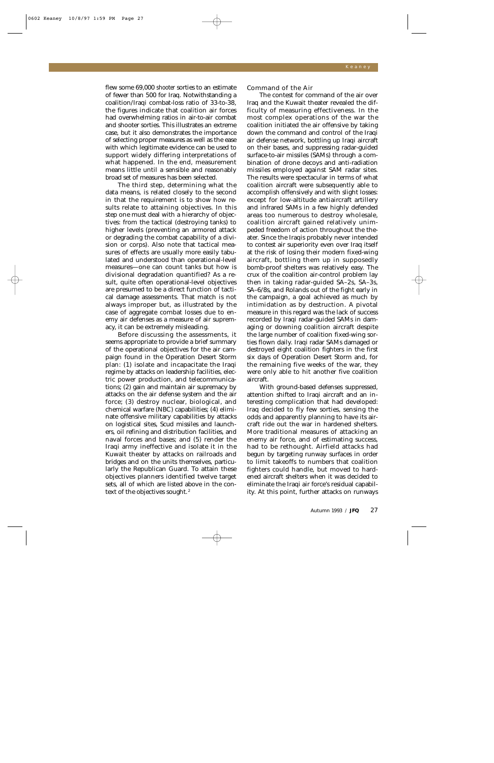flew some 69,000 *shooter* sorties to an estimate of fewer than 500 for Iraq. Notwithstanding a coalition/Iraqi combat-loss ratio of 33-to-38, the figures indicate that coalition air forces had overwhelming ratios in air-to-air combat and shooter sorties. This illustrates an extreme case, but it also demonstrates the importance of selecting proper measures as well as the ease with which legitimate evidence can be used to support widely differing interpretations of what happened. In the end, measurement means little until a sensible and reasonably broad set of measures has been selected.

The third step, determining what the data means, is related closely to the second in that the requirement is to show how results relate to attaining objectives. In this step one must deal with a hierarchy of objectives: from the tactical (destroying tanks) to higher levels (preventing an armored attack or degrading the combat capability of a division or corps). Also note that tactical measures of effects are usually more easily tabulated and understood than operational-level measures—one can count tanks but how is divisional degradation quantified? As a result, quite often operational-level objectives are presumed to be a direct function of tactical damage assessments. That match is not always improper but, as illustrated by the case of aggregate combat losses due to enemy air defenses as a measure of air supremacy, it can be extremely misleading.

Before discussing the assessments, it seems appropriate to provide a brief summary of the operational objectives for the air campaign found in the Operation Desert Storm plan: (1) isolate and incapacitate the Iraqi regime by attacks on leadership facilities, electric power production, and telecommunications; (2) gain and maintain air supremacy by attacks on the air defense system and the air force; (3) destroy nuclear, biological, and chemical warfare (NBC) capabilities; (4) eliminate offensive military capabilities by attacks on logistical sites, Scud missiles and launchers, oil refining and distribution facilities, and naval forces and bases; and (5) render the Iraqi army ineffective and isolate it in the Kuwait theater by attacks on railroads and bridges and on the units themselves, particularly the Republican Guard. To attain these objectives planners identified twelve target sets, all of which are listed above in the context of the objectives sought.[2]

## Command of the Air

The contest for command of the air over Iraq and the Kuwait theater revealed the difficulty of measuring effectiveness. In the most complex operations of the war the coalition initiated the air offensive by taking down the command and control of the Iraqi air defense network, bottling up Iraqi aircraft on their bases, and suppressing radar-guided surface-to-air missiles (SAMs) through a combination of drone decoys and anti-radiation missiles employed against SAM radar sites. The results were spectacular in terms of what coalition aircraft were subsequently able to accomplish offensively and with slight losses: except for low-altitude antiaircraft artillery and infrared SAMs in a few highly defended areas too numerous to destroy wholesale, coalition aircraft gained relatively unimpeded freedom of action throughout the theater. Since the Iraqis probably never intended to contest air superiority even over Iraq itself at the risk of losing their modern fixed-wing aircraft, bottling them up in supposedly bomb-proof shelters was relatively easy. The crux of the coalition air-control problem lay then in taking radar-guided SA–2s, SA–3s, SA–6/8s, and Rolands out of the fight early in the campaign, a goal achieved as much by intimidation as by destruction. A pivotal measure in this regard was the lack of success recorded by Iraqi radar-guided SAMs in damaging or downing coalition aircraft despite the large number of coalition fixed-wing sorties flown daily. Iraqi radar SAMs damaged or destroyed eight coalition fighters in the first six days of Operation Desert Storm and, for the remaining five weeks of the war, they were only able to hit another five coalition aircraft.

With ground-based defenses suppressed, attention shifted to Iraqi aircraft and an interesting complication that had developed: Iraq decided to fly few sorties, sensing the odds and apparently planning to have its aircraft ride out the war in hardened shelters. More traditional measures of attacking an enemy air force, and of estimating success, had to be rethought. Airfield attacks had begun by targeting runway surfaces in order to limit takeoffs to numbers that coalition fighters could handle, but moved to hardened aircraft shelters when it was decided to eliminate the Iraqi air force's residual capability. At this point, further attacks on runways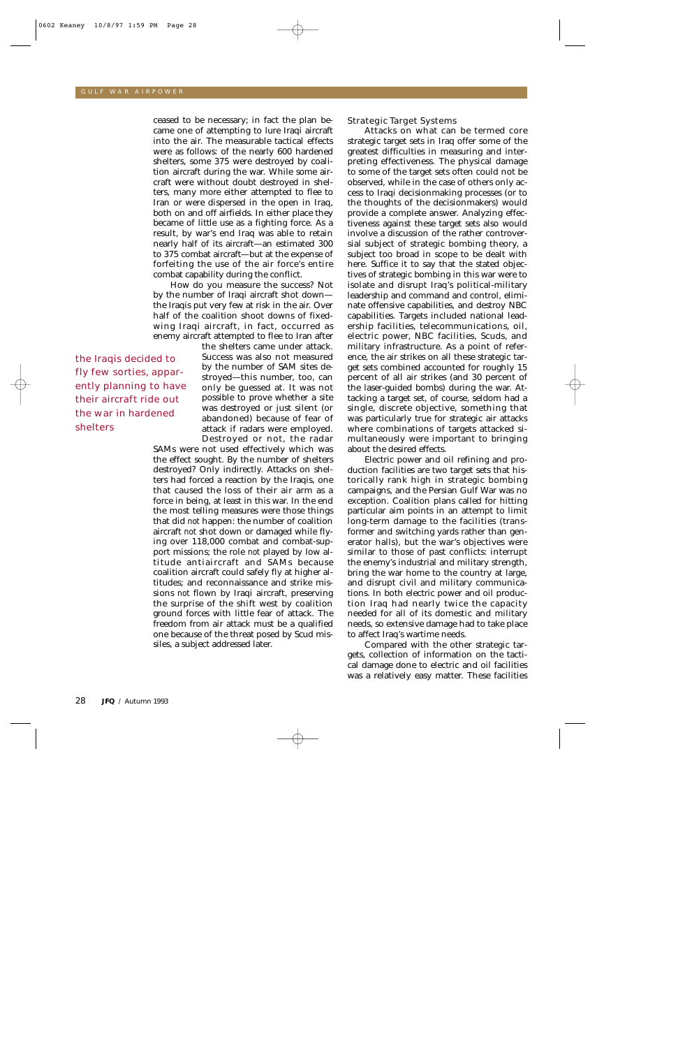ceased to be necessary; in fact the plan became one of attempting to lure Iraqi aircraft into the air. The measurable tactical effects were as follows: of the nearly 600 hardened shelters, some 375 were destroyed by coalition aircraft during the war. While some aircraft were without doubt destroyed in shelters, many more either attempted to flee to Iran or were dispersed in the open in Iraq, both on and off airfields. In either place they became of little use as a fighting force. As a result, by war's end Iraq was able to retain nearly half of its aircraft—an estimated 300 to 375 combat aircraft—but at the expense of forfeiting the use of the air force's entire combat capability during the conflict.

How do you measure the success? Not by the number of Iraqi aircraft shot down—the Iraqis put very few at risk in the air. Over half of the coalition shoot downs of fixed-wing Iraqi aircraft, in fact, occurred as enemy aircraft attempted to flee to Iran after the shelters came under attack. Success was also not measured by the number of SAM sites destroyed—this number, too, can only be guessed at. It was not possible to prove whether a site was destroyed or just silent (or abandoned) because of fear of attack if radars were employed. Destroyed or not, the radar SAMs were not used effectively which was the effect sought. By the number of shelters destroyed? Only indirectly. Attacks on shelters had forced a reaction by the Iraqis, one that caused the loss of their air arm as a force in being, at least in this war. In the end the most telling measures were those things that did *not* happen: the number of coalition aircraft *not* shot down or damaged while flying over 118,000 combat and combat-support missions; the role *not* played by low altitude antiaircraft and SAMs because coalition aircraft could safely fly at higher altitudes; and reconnaissance and strike missions *not* flown by Iraqi aircraft, preserving the surprise of the shift west by coalition ground forces with little fear of attack. The freedom from air attack must be a qualified one because of the threat posed by Scud missiles, a subject addressed later.

> the Iraqis decided to fly few sorties, apparently planning to have their aircraft ride out the war in hardened shelters

### Strategic Target Systems

Attacks on what can be termed core strategic target sets in Iraq offer some of the greatest difficulties in measuring and interpreting effectiveness. The physical damage to some of the target sets often could not be observed, while in the case of others only access to Iraqi decisionmaking processes (or to the thoughts of the decisionmakers) would provide a complete answer. Analyzing effectiveness against these target sets also would involve a discussion of the rather controversial subject of strategic bombing theory, a subject too broad in scope to be dealt with here. Suffice it to say that the stated objectives of strategic bombing in this war were to isolate and disrupt Iraq's political-military leadership and command and control, eliminate offensive capabilities, and destroy NBC capabilities. Targets included national leadership facilities, telecommunications, oil, electric power, NBC facilities, Scuds, and military infrastructure. As a point of reference, the air strikes on all these strategic target sets combined accounted for roughly 15 percent of all air strikes (and 30 percent of the laser-guided bombs) during the war. Attacking a target set, of course, seldom had a single, discrete objective, something that was particularly true for strategic air attacks where combinations of targets attacked simultaneously were important to bringing about the desired effects.

Electric power and oil refining and production facilities are two target sets that historically rank high in strategic bombing campaigns, and the Persian Gulf War was no exception. Coalition plans called for hitting particular aim points in an attempt to limit long-term damage to the facilities (transformer and switching yards rather than generator halls), but the war's objectives were similar to those of past conflicts: interrupt the enemy's industrial and military strength, bring the war home to the country at large, and disrupt civil and military communications. In both electric power and oil production Iraq had nearly twice the capacity needed for all of its domestic and military needs, so extensive damage had to take place to affect Iraq's wartime needs.

Compared with the other strategic targets, collection of information on the tactical damage done to electric and oil facilities was a relatively easy matter. These facilities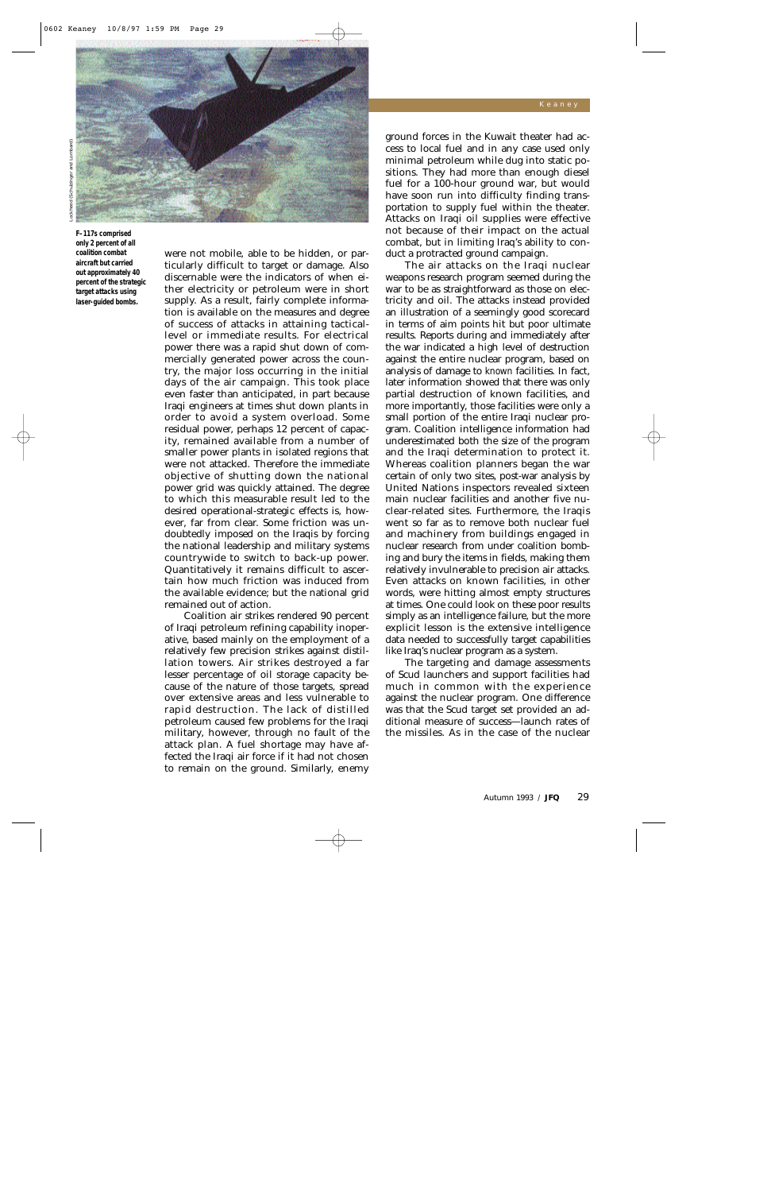F–117s comprised only 2 percent of all coalition combat aircraft but carried out approximately 40 percent of the strategic target attacks using laser-guided bombs.

were not mobile, able to be hidden, or particularly difficult to target or damage. Also discernable were the indicators of when either electricity or petroleum were in short supply. As a result, fairly complete information is available on the measures and degree of success of attacks in attaining tactical-level or immediate results. For electrical power there was a rapid shut down of commercially generated power across the country, the major loss occurring in the initial days of the air campaign. This took place even faster than anticipated, in part because Iraqi engineers at times shut down plants in order to avoid a system overload. Some residual power, perhaps 12 percent of capacity, remained available from a number of smaller power plants in isolated regions that were not attacked. Therefore the immediate objective of shutting down the national power grid was quickly attained. The degree to which this measurable result led to the desired operational-strategic effects is, however, far from clear. Some friction was undoubtedly imposed on the Iraqis by forcing the national leadership and military systems countrywide to switch to back-up power. Quantitatively it remains difficult to ascertain how much friction was induced from the available evidence; but the national grid remained out of action.

Coalition air strikes rendered 90 percent of Iraqi petroleum refining capability inoperative, based mainly on the employment of a relatively few precision strikes against distillation towers. Air strikes destroyed a far lesser percentage of oil storage capacity because of the nature of those targets, spread over extensive areas and less vulnerable to rapid destruction. The lack of distilled petroleum caused few problems for the Iraqi military, however, through no fault of the attack plan. A fuel shortage may have affected the Iraqi air force if it had not chosen to remain on the ground. Similarly, enemy ground forces in the Kuwait theater had access to local fuel and in any case used only minimal petroleum while dug into static positions. They had more than enough diesel fuel for a 100-hour ground war, but would have soon run into difficulty finding transportation to supply fuel within the theater. Attacks on Iraqi oil supplies were effective not because of their impact on the actual combat, but in limiting Iraq's ability to conduct a protracted ground campaign.

The air attacks on the Iraqi nuclear weapons research program seemed during the war to be as straightforward as those on electricity and oil. The attacks instead provided an illustration of a seemingly good scorecard in terms of aim points hit but poor ultimate results. Reports during and immediately after the war indicated a high level of destruction against the entire nuclear program, based on analysis of damage to *known* facilities. In fact, later information showed that there was only partial destruction of known facilities, and more importantly, those facilities were only a small portion of the entire Iraqi nuclear program. Coalition intelligence information had underestimated both the size of the program and the Iraqi determination to protect it. Whereas coalition planners began the war certain of only two sites, post-war analysis by United Nations inspectors revealed sixteen main nuclear facilities and another five nuclear-related sites. Furthermore, the Iraqis went so far as to remove both nuclear fuel and machinery from buildings engaged in nuclear research from under coalition bombing and bury the items in fields, making them relatively invulnerable to precision air attacks. Even attacks on known facilities, in other words, were hitting almost empty structures at times. One could look on these poor results simply as an intelligence failure, but the more explicit lesson is the extensive intelligence data needed to successfully target capabilities like Iraq's nuclear program as a system.

The targeting and damage assessments of Scud launchers and support facilities had much in common with the experience against the nuclear program. One difference was that the Scud target set provided an additional measure of success—launch rates of the missiles. As in the case of the nuclear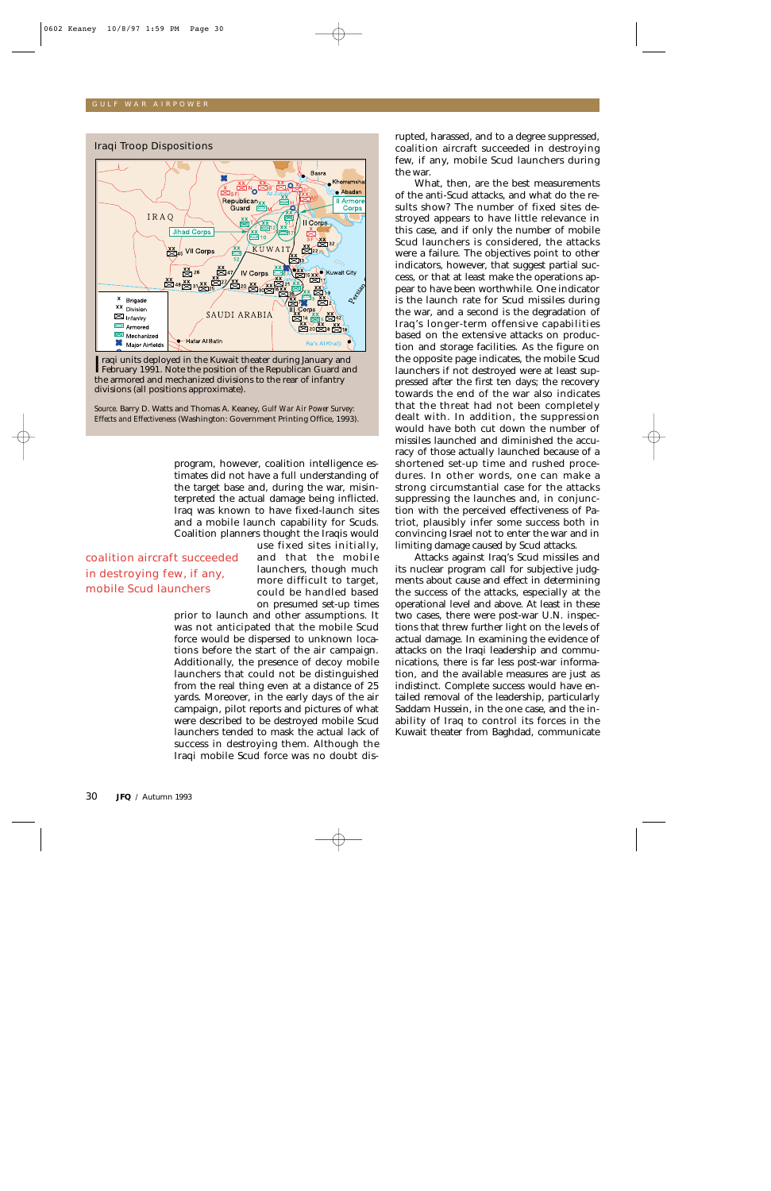### Iraqi Troop Dispositions

Iraqi units deployed in the Kuwait theater during January and February 1991. Note the position of the Republican Guard and the armored and mechanized divisions to the rear of infantry divisions (all positions approximate).

Source. Barry D. Watts and Thomas A. Keaney, *Gulf War Air Power Survey: Effects and Effectiveness* (Washington: Government Printing Office, 1993).

program, however, coalition intelligence estimates did not have a full understanding of the target base and, during the war, misinterpreted the actual damage being inflicted. Iraq was known to have fixed-launch sites and a mobile launch capability for Scuds. Coalition planners thought the Iraqis would use fixed sites initially, and that the mobile launchers, though much more difficult to target, could be handled based on presumed set-up times prior to launch and other assumptions. It was not anticipated that the mobile Scud force would be dispersed to unknown locations before the start of the air campaign. Additionally, the presence of decoy mobile launchers that could not be distinguished from the real thing even at a distance of 25 yards. Moreover, in the early days of the air campaign, pilot reports and pictures of what were described to be destroyed mobile Scud launchers tended to mask the actual lack of success in destroying them. Although the Iraqi mobile Scud force was no doubt disrupted, harassed, and to a degree suppressed, coalition aircraft succeeded in destroying few, if any, mobile Scud launchers during the war.

> coalition aircraft succeeded in destroying few, if any, mobile Scud launchers

What, then, are the best measurements of the anti-Scud attacks, and what do the results show? The number of fixed sites destroyed appears to have little relevance in this case, and if only the number of mobile Scud launchers is considered, the attacks were a failure. The objectives point to other indicators, however, that suggest partial success, or that at least make the operations appear to have been worthwhile. One indicator is the launch rate for Scud missiles during the war, and a second is the degradation of Iraq's longer-term offensive capabilities based on the extensive attacks on production and storage facilities. As the figure on the opposite page indicates, the mobile Scud launchers if not destroyed were at least suppressed after the first ten days; the recovery towards the end of the war also indicates that the threat had not been completely dealt with. In addition, the suppression would have both cut down the number of missiles launched and diminished the accuracy of those actually launched because of a shortened set-up time and rushed procedures. In other words, one can make a strong circumstantial case for the attacks suppressing the launches and, in conjunction with the perceived effectiveness of Patriot, plausibly infer some success both in convincing Israel not to enter the war and in limiting damage caused by Scud attacks.

Attacks against Iraq's Scud missiles and its nuclear program call for subjective judgments about cause and effect in determining the success of the attacks, especially at the operational level and above. At least in these two cases, there were post-war U.N. inspections that threw further light on the levels of actual damage. In examining the evidence of attacks on the Iraqi leadership and communications, there is far less post-war information, and the available measures are just as indistinct. Complete success would have entailed removal of the leadership, particularly Saddam Hussein, in the one case, and the inability of Iraq to control its forces in the Kuwait theater from Baghdad, communicate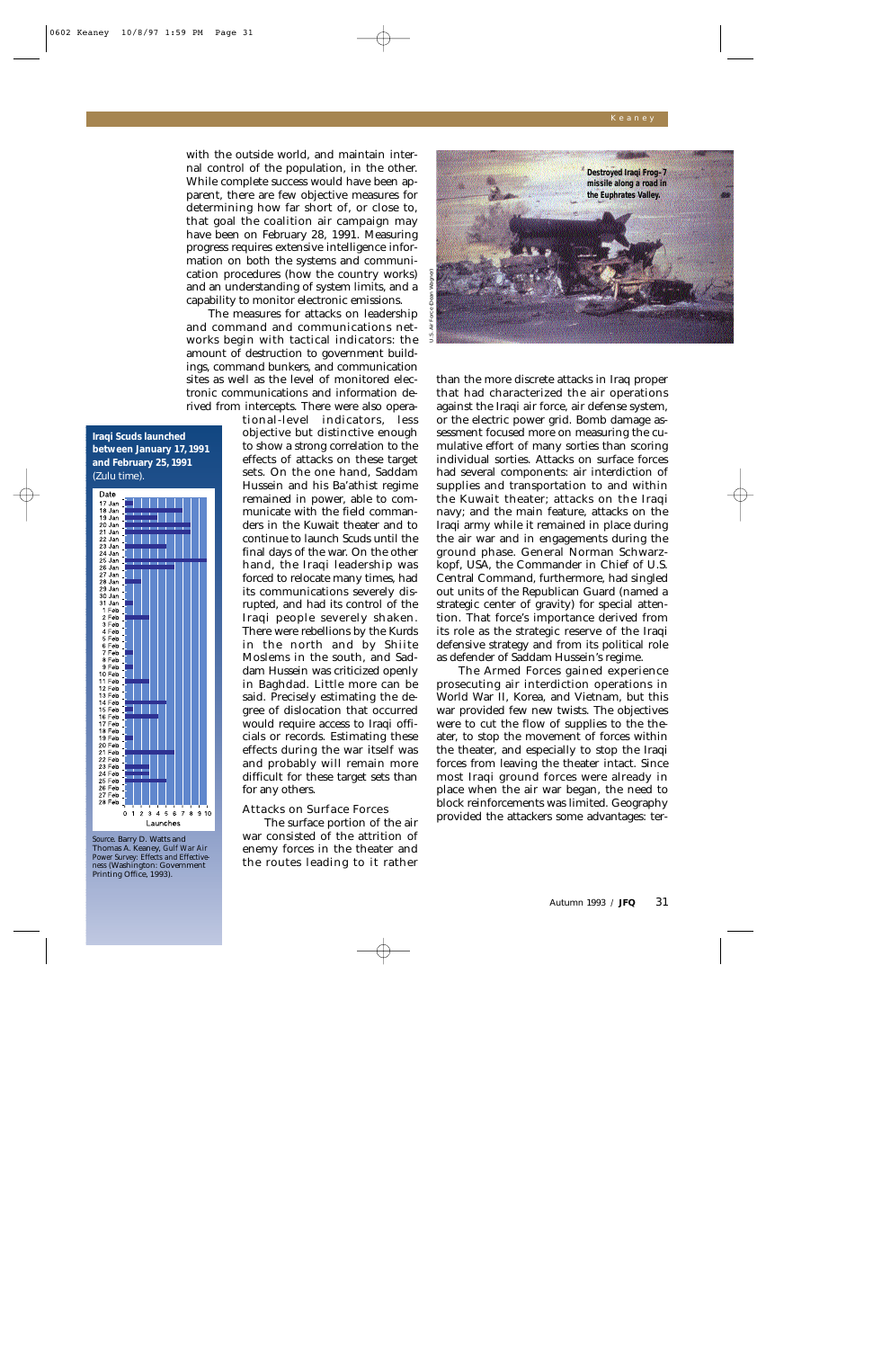with the outside world, and maintain internal control of the population, in the other. While complete success would have been apparent, there are few objective measures for determining how far short of, or close to, that goal the coalition air campaign may have been on February 28, 1991. Measuring progress requires extensive intelligence information on both the systems and communication procedures (how the country works) and an understanding of system limits, and a capability to monitor electronic emissions.

The measures for attacks on leadership and command and communications networks begin with tactical indicators: the amount of destruction to government buildings, command bunkers, and communication sites as well as the level of monitored electronic communications and information derived from intercepts. There were also operational-level indicators, less objective but distinctive enough to show a strong correlation to the effects of attacks on these target sets. On the one hand, Saddam Hussein and his Ba'athist regime remained in power, able to communicate with the field commanders in the Kuwait theater and to continue to launch Scuds until the final days of the war. On the other hand, the Iraqi leadership was forced to relocate many times, had its communications severely disrupted, and had its control of the Iraqi people severely shaken. There were rebellions by the Kurds in the north and by Shiite Moslems in the south, and Saddam Hussein was criticized openly in Baghdad. Little more can be said. Precisely estimating the degree of dislocation that occurred would require access to Iraqi officials or records. Estimating these effects during the war itself was and probably will remain more difficult for these target sets than for any others.

**Iraqi Scuds launched between January 17, 1991 and February 25, 1991** (Zulu time).

| Date | Launches |
|---|---|
| 17 Jan | 1 |
| 18 Jan | 7 |
| 19 Jan | 4 |
| 20 Jan | 8 |
| 21 Jan | 8 |
| 22 Jan | 0 |
| 23 Jan | 5 |
| 24 Jan | 0 |
| 25 Jan | 10 |
| 26 Jan | 6 |
| 27 Jan | 0 |
| 28 Jan | 2 |
| 29 Jan | 0 |
| 30 Jan | 0 |
| 31 Jan | 1 |
| 1 Feb | 0 |
| 2 Feb | 3 |
| 3 Feb | 1 |
| 4 Feb | 0 |
| 5 Feb | 0 |
| 6 Feb | 0 |
| 7 Feb | 1 |
| 8 Feb | 0 |
| 9 Feb | 1 |
| 10 Feb | 0 |
| 11 Feb | 3 |
| 12 Feb | 1 |
| 13 Feb | 0 |
| 14 Feb | 5 |
| 15 Feb | 1 |
| 16 Feb | 4 |
| 17 Feb | 0 |
| 18 Feb | 0 |
| 19 Feb | 1 |
| 20 Feb | 0 |
| 21 Feb | 6 |
| 22 Feb | 0 |
| 23 Feb | 3 |
| 24 Feb | 3 |
| 25 Feb | 5 |
| 26 Feb | 0 |
| 27 Feb | 0 |
| 28 Feb | 0 |

Source: Barry D. Watts and Thomas A. Keaney, *Gulf War Air Power Survey: Effects and Effectiveness* (Washington: Government Printing Office, 1993).

### Attacks on Surface Forces

The surface portion of the air war consisted of the attrition of enemy forces in the theater and the routes leading to it rather than the more discrete attacks in Iraq proper that had characterized the air operations against the Iraqi air force, air defense system, or the electric power grid. Bomb damage assessment focused more on measuring the cumulative effort of many sorties than scoring individual sorties. Attacks on surface forces had several components: air interdiction of supplies and transportation to and within the Kuwait theater; attacks on the Iraqi navy; and the main feature, attacks on the Iraqi army while it remained in place during the air war and in engagements during the ground phase. General Norman Schwarzkopf, USA, the Commander in Chief of U.S. Central Command, furthermore, had singled out units of the Republican Guard (named a strategic center of gravity) for special attention. That force's importance derived from its role as the strategic reserve of the Iraqi defensive strategy and from its political role as defender of Saddam Hussein's regime.

The Armed Forces gained experience prosecuting air interdiction operations in World War II, Korea, and Vietnam, but this war provided few new twists. The objectives were to cut the flow of supplies to the theater, to stop the movement of forces within the theater, and especially to stop the Iraqi forces from leaving the theater intact. Since most Iraqi ground forces were already in place when the air war began, the need to block reinforcements was limited. Geography provided the attackers some advantages: ter-

Destroyed Iraqi Frog-7 missile along a road in the Euphrates Valley.

U.S. Air Force (Dean Wagner)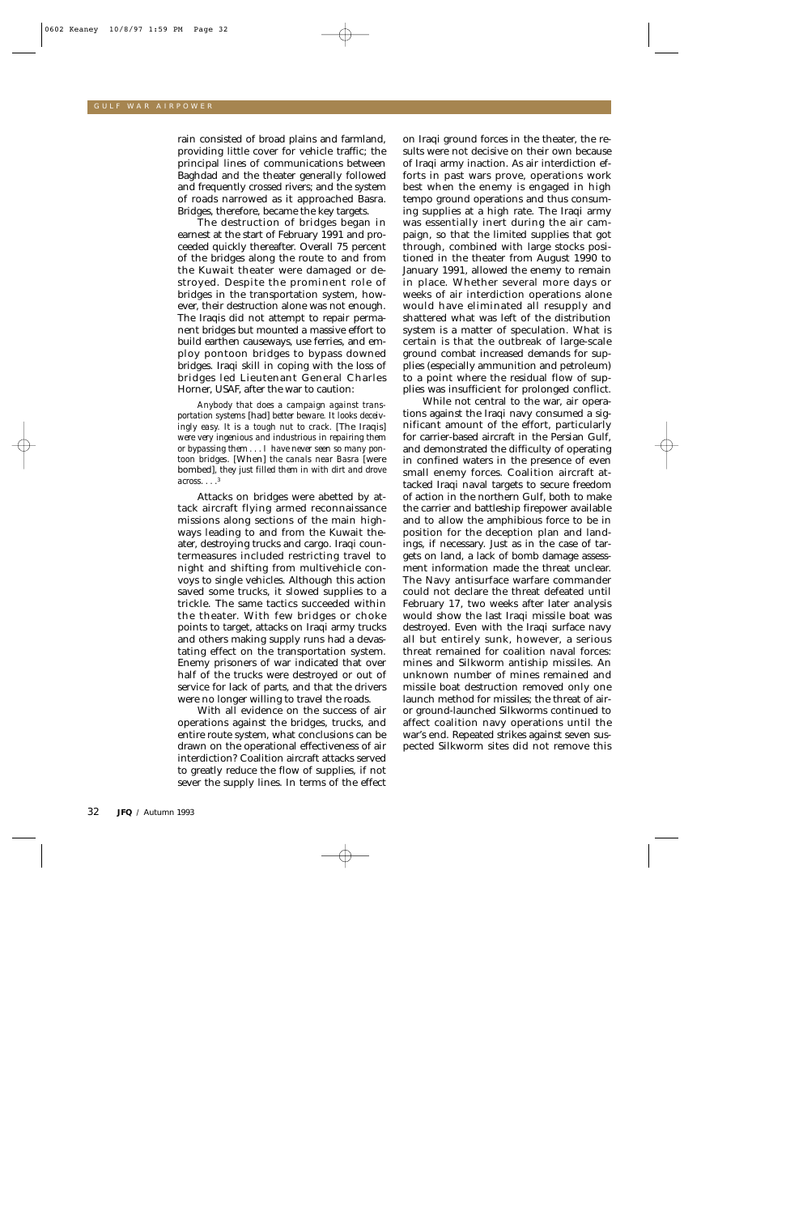rain consisted of broad plains and farmland, providing little cover for vehicle traffic; the principal lines of communications between Baghdad and the theater generally followed and frequently crossed rivers; and the system of roads narrowed as it approached Basra. Bridges, therefore, became the key targets.

The destruction of bridges began in earnest at the start of February 1991 and proceeded quickly thereafter. Overall 75 percent of the bridges along the route to and from the Kuwait theater were damaged or destroyed. Despite the prominent role of bridges in the transportation system, however, their destruction alone was not enough. The Iraqis did not attempt to repair permanent bridges but mounted a massive effort to build earthen causeways, use ferries, and employ pontoon bridges to bypass downed bridges. Iraqi skill in coping with the loss of bridges led Lieutenant General Charles Horner, USAF, after the war to caution:

> Anybody that does a campaign against transportation systems [had] better beware. It looks deceivingly easy. It is a tough nut to crack. [The Iraqis] were very ingenious and industrious in repairing them or bypassing them . . . I have never seen so many pontoon bridges. [When] the canals near Basra [were bombed], they just filled them in with dirt and drove across. . . .[3]

Attacks on bridges were abetted by attack aircraft flying armed reconnaissance missions along sections of the main highways leading to and from the Kuwait theater, destroying trucks and cargo. Iraqi countermeasures included restricting travel to night and shifting from multivehicle convoys to single vehicles. Although this action saved some trucks, it slowed supplies to a trickle. The same tactics succeeded within the theater. With few bridges or choke points to target, attacks on Iraqi army trucks and others making supply runs had a devastating effect on the transportation system. Enemy prisoners of war indicated that over half of the trucks were destroyed or out of service for lack of parts, and that the drivers were no longer willing to travel the roads.

With all evidence on the success of air operations against the bridges, trucks, and entire route system, what conclusions can be drawn on the operational effectiveness of air interdiction? Coalition aircraft attacks served to greatly reduce the flow of supplies, if not sever the supply lines. In terms of the effect on Iraqi ground forces in the theater, the results were not decisive on their own because of Iraqi army inaction. As air interdiction efforts in past wars prove, operations work best when the enemy is engaged in high tempo ground operations and thus consuming supplies at a high rate. The Iraqi army was essentially inert during the air campaign, so that the limited supplies that got through, combined with large stocks positioned in the theater from August 1990 to January 1991, allowed the enemy to remain in place. Whether several more days or weeks of air interdiction operations alone would have eliminated all resupply and shattered what was left of the distribution system is a matter of speculation. What is certain is that the outbreak of large-scale ground combat increased demands for supplies (especially ammunition and petroleum) to a point where the residual flow of supplies was insufficient for prolonged conflict.

While not central to the war, air operations against the Iraqi navy consumed a significant amount of the effort, particularly for carrier-based aircraft in the Persian Gulf, and demonstrated the difficulty of operating in confined waters in the presence of even small enemy forces. Coalition aircraft attacked Iraqi naval targets to secure freedom of action in the northern Gulf, both to make the carrier and battleship firepower available and to allow the amphibious force to be in position for the deception plan and landings, if necessary. Just as in the case of targets on land, a lack of bomb damage assessment information made the threat unclear. The Navy antisurface warfare commander could not declare the threat defeated until February 17, two weeks after later analysis would show the last Iraqi missile boat was destroyed. Even with the Iraqi surface navy all but entirely sunk, however, a serious threat remained for coalition naval forces: mines and Silkworm antiship missiles. An unknown number of mines remained and missile boat destruction removed only one launch method for missiles; the threat of air- or ground-launched Silkworms continued to affect coalition navy operations until the war's end. Repeated strikes against seven suspected Silkworm sites did not remove this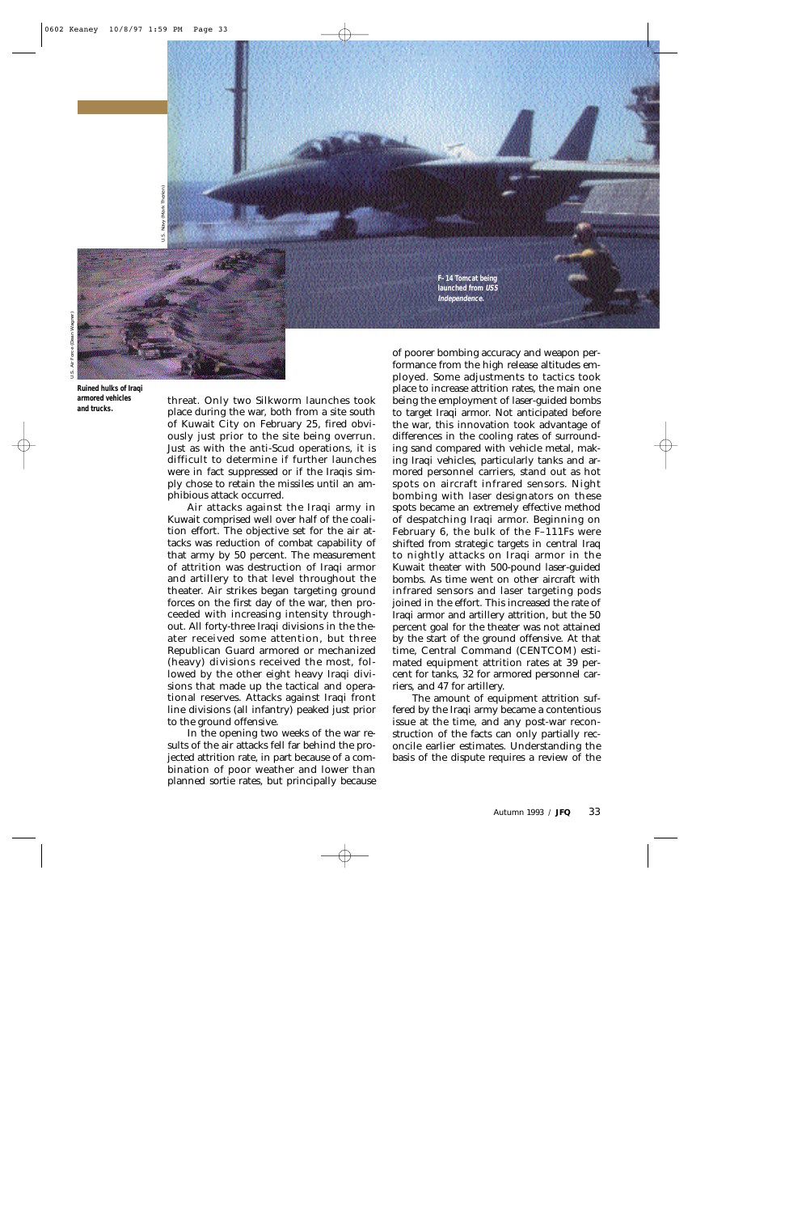F–14 Tomcat being launched from *USS Independence*.

Ruined hulks of Iraqi armored vehicles and trucks.

threat. Only two Silkworm launches took place during the war, both from a site south of Kuwait City on February 25, fired obviously just prior to the site being overrun. Just as with the anti-Scud operations, it is difficult to determine if further launches were in fact suppressed or if the Iraqis simply chose to retain the missiles until an amphibious attack occurred.

Air attacks against the Iraqi army in Kuwait comprised well over half of the coalition effort. The objective set for the air attacks was reduction of combat capability of that army by 50 percent. The measurement of attrition was destruction of Iraqi armor and artillery to that level throughout the theater. Air strikes began targeting ground forces on the first day of the war, then proceeded with increasing intensity throughout. All forty-three Iraqi divisions in the theater received some attention, but three Republican Guard armored or mechanized (heavy) divisions received the most, followed by the other eight heavy Iraqi divisions that made up the tactical and operational reserves. Attacks against Iraqi front line divisions (all infantry) peaked just prior to the ground offensive.

In the opening two weeks of the war results of the air attacks fell far behind the projected attrition rate, in part because of a combination of poor weather and lower than planned sortie rates, but principally because of poorer bombing accuracy and weapon performance from the high release altitudes employed. Some adjustments to tactics took place to increase attrition rates, the main one being the employment of laser-guided bombs to target Iraqi armor. Not anticipated before the war, this innovation took advantage of differences in the cooling rates of surrounding sand compared with vehicle metal, making Iraqi vehicles, particularly tanks and armored personnel carriers, stand out as hot spots on aircraft infrared sensors. Night bombing with laser designators on these spots became an extremely effective method of despatching Iraqi armor. Beginning on February 6, the bulk of the F–111Fs were shifted from strategic targets in central Iraq to nightly attacks on Iraqi armor in the Kuwait theater with 500-pound laser-guided bombs. As time went on other aircraft with infrared sensors and laser targeting pods joined in the effort. This increased the rate of Iraqi armor and artillery attrition, but the 50 percent goal for the theater was not attained by the start of the ground offensive. At that time, Central Command (CENTCOM) estimated equipment attrition rates at 39 percent for tanks, 32 for armored personnel carriers, and 47 for artillery.

The amount of equipment attrition suffered by the Iraqi army became a contentious issue at the time, and any post-war reconstruction of the facts can only partially reconcile earlier estimates. Understanding the basis of the dispute requires a review of the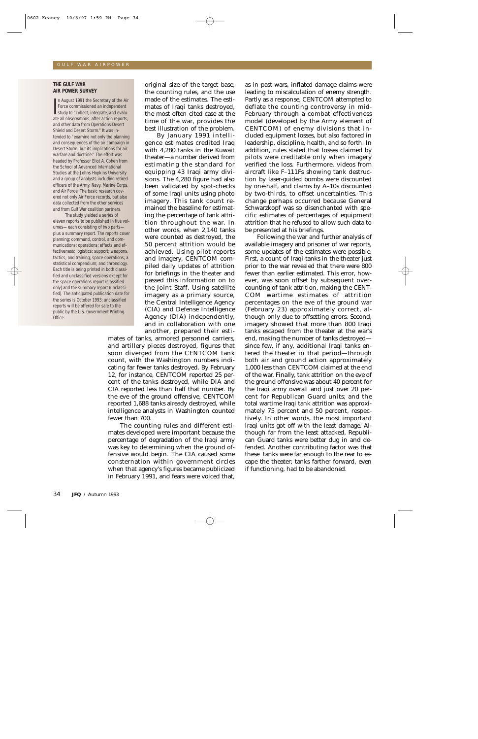### THE GULF WAR AIR POWER SURVEY

In August 1991 the Secretary of the Air Force commissioned an independent study to "collect, integrate, and evaluate all observations, after action reports, and other data from Operations Desert Shield and Desert Storm." It was intended to "examine not only the planning and consequences of the air campaign in Desert Storm, but its implications for air warfare and doctrine." The effort was headed by Professor Eliot A. Cohen from the School of Advanced International Studies at the Johns Hopkins University and a group of analysts including retired officers of the Army, Navy, Marine Corps, and Air Force. The basic research covered not only Air Force records, but also data collected from the other services and from Gulf War coalition partners.

The study yielded a series of eleven reports to be published in five volumes—each consisting of two parts—plus a summary report. The reports cover planning; command, control, and communications; operations; effects and effectiveness; logistics; support; weapons, tactics, and training; space operations; a statistical compendium; and chronology. Each title is being printed in both classified and unclassified versions except for the space operations report (classified only) and the summary report (unclassified). The anticipated publication date for the series is October 1993; unclassified reports will be offered for sale to the public by the U.S. Government Printing Office.

original size of the target base, the counting rules, and the use made of the estimates. The estimates of Iraqi tanks destroyed, the most often cited case at the time of the war, provides the best illustration of the problem.

By January 1991 intelligence estimates credited Iraq with 4,280 tanks in the Kuwait theater—a number derived from estimating the standard for equipping 43 Iraqi army divisions. The 4,280 figure had also been validated by spot-checks of some Iraqi units using photo imagery. This tank count remained the baseline for estimating the percentage of tank attrition throughout the war. In other words, when 2,140 tanks were counted as destroyed, the 50 percent attrition would be achieved. Using pilot reports and imagery, CENTCOM compiled daily updates of attrition for briefings in the theater and passed this information on to the Joint Staff. Using satellite imagery as a primary source, the Central Intelligence Agency (CIA) and Defense Intelligence Agency (DIA) independently, and in collaboration with one another, prepared their estimates of tanks, armored personnel carriers, and artillery pieces destroyed, figures that soon diverged from the CENTCOM tank count, with the Washington numbers indicating far fewer tanks destroyed. By February 12, for instance, CENTCOM reported 25 percent of the tanks destroyed, while DIA and CIA reported less than half that number. By the eve of the ground offensive, CENTCOM reported 1,688 tanks already destroyed, while intelligence analysts in Washington counted fewer than 700.

The counting rules and different estimates developed were important because the percentage of degradation of the Iraqi army was key to determining when the ground offensive would begin. The CIA caused some consternation within government circles when that agency's figures became publicized in February 1991, and fears were voiced that, as in past wars, inflated damage claims were leading to miscalculation of enemy strength. Partly as a response, CENTCOM attempted to deflate the counting controversy in mid-February through a combat effectiveness model (developed by the Army element of CENTCOM) of enemy divisions that included equipment losses, but also factored in leadership, discipline, health, and so forth. In addition, rules stated that losses claimed by pilots were creditable only when imagery verified the loss. Furthermore, videos from aircraft like F–111Fs showing tank destruction by laser-guided bombs were discounted by one-half, and claims by A–10s discounted by two-thirds, to offset uncertainties. This change perhaps occurred because General Schwarzkopf was so disenchanted with specific estimates of percentages of equipment attrition that he refused to allow such data to be presented at his briefings.

Following the war and further analysis of available imagery and prisoner of war reports, some updates of the estimates were possible. First, a count of Iraqi tanks in the theater just prior to the war revealed that there were 800 fewer than earlier estimated. This error, however, was soon offset by subsequent over-counting of tank attrition, making the CENTCOM wartime estimates of attrition percentages on the eve of the ground war (February 23) approximately correct, although only due to offsetting errors. Second, imagery showed that more than 800 Iraqi tanks escaped from the theater at the war's end, making the number of tanks destroyed—since few, if any, additional Iraqi tanks entered the theater in that period—through both air and ground action approximately 1,000 less than CENTCOM claimed at the end of the war. Finally, tank attrition on the eve of the ground offensive was about 40 percent for the Iraqi army overall and just over 20 percent for Republican Guard units; and the total wartime Iraqi tank attrition was approximately 75 percent and 50 percent, respectively. In other words, the most important Iraqi units got off with the least damage. Although far from the least attacked, Republican Guard tanks were better dug in and defended. Another contributing factor was that these tanks were far enough to the rear to escape the theater; tanks farther forward, even if functioning, had to be abandoned.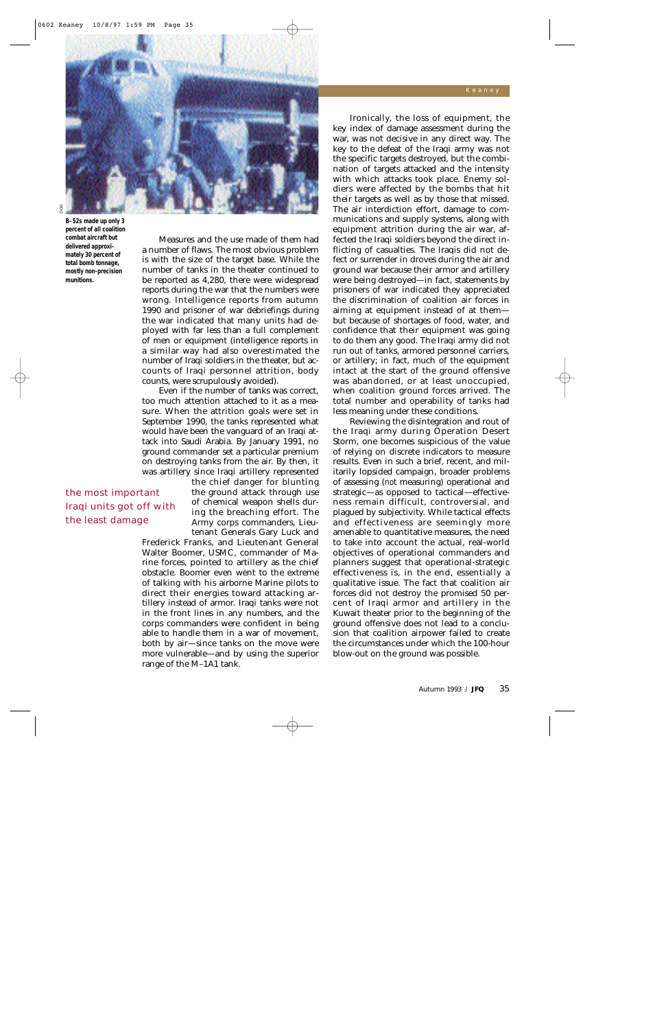B–52s made up only 3 percent of all coalition combat aircraft but delivered approximately 30 percent of total bomb tonnage, mostly non-precision munitions.

Measures and the use made of them had a number of flaws. The most obvious problem is with the size of the target base. While the number of tanks in the theater continued to be reported as 4,280, there were widespread reports during the war that the numbers were wrong. Intelligence reports from autumn 1990 and prisoner of war debriefings during the war indicated that many units had deployed with far less than a full complement of men or equipment (intelligence reports in a similar way had also overestimated the number of Iraqi soldiers in the theater, but accounts of Iraqi personnel attrition, body counts, were scrupulously avoided).

Even if the number of tanks was correct, too much attention attached to it as a measure. When the attrition goals were set in September 1990, the tanks represented what would have been the vanguard of an Iraqi attack into Saudi Arabia. By January 1991, no ground commander set a particular premium on destroying tanks from the air. By then, it was artillery since Iraqi artillery represented the chief danger for blunting the ground attack through use of chemical weapon shells during the breaching effort. The Army corps commanders, Lieutenant Generals Gary Luck and Frederick Franks, and Lieutenant General Walter Boomer, USMC, commander of Marine forces, pointed to artillery as the chief obstacle. Boomer even went to the extreme of talking with his airborne Marine pilots to direct their energies toward attacking artillery instead of armor. Iraqi tanks were not in the front lines in any numbers, and the corps commanders were confident in being able to handle them in a war of movement, both by air—since tanks on the move were more vulnerable—and by using the superior range of the M–1A1 tank.

the most important Iraqi units got off with the least damage

Ironically, the loss of equipment, the key index of damage assessment during the war, was not decisive in any direct way. The key to the defeat of the Iraqi army was not the specific targets destroyed, but the combination of targets attacked and the intensity with which attacks took place. Enemy soldiers were affected by the bombs that hit their targets as well as by those that missed. The air interdiction effort, damage to communications and supply systems, along with equipment attrition during the air war, affected the Iraqi soldiers beyond the direct inflicting of casualties. The Iraqis did not defect or surrender in droves during the air and ground war because their armor and artillery were being destroyed—in fact, statements by prisoners of war indicated they appreciated the discrimination of coalition air forces in aiming at equipment instead of at them—but because of shortages of food, water, and confidence that their equipment was going to do them any good. The Iraqi army did not run out of tanks, armored personnel carriers, or artillery; in fact, much of the equipment intact at the start of the ground offensive was abandoned, or at least unoccupied, when coalition ground forces arrived. The total number and operability of tanks had less meaning under these conditions.

Reviewing the disintegration and rout of the Iraqi army during Operation Desert Storm, one becomes suspicious of the value of relying on discrete indicators to measure results. Even in such a brief, recent, and militarily lopsided campaign, broader problems of assessing (*not* measuring) operational and strategic—as opposed to tactical—effectiveness remain difficult, controversial, and plagued by subjectivity. While tactical effects and effectiveness are seemingly more amenable to quantitative measures, the need to take into account the actual, real-world objectives of operational commanders and planners suggest that operational-strategic effectiveness is, in the end, essentially a qualitative issue. The fact that coalition air forces did not destroy the promised 50 percent of Iraqi armor and artillery in the Kuwait theater prior to the beginning of the ground offensive does not lead to a conclusion that coalition airpower failed to create the circumstances under which the 100-hour blow-out on the ground was possible.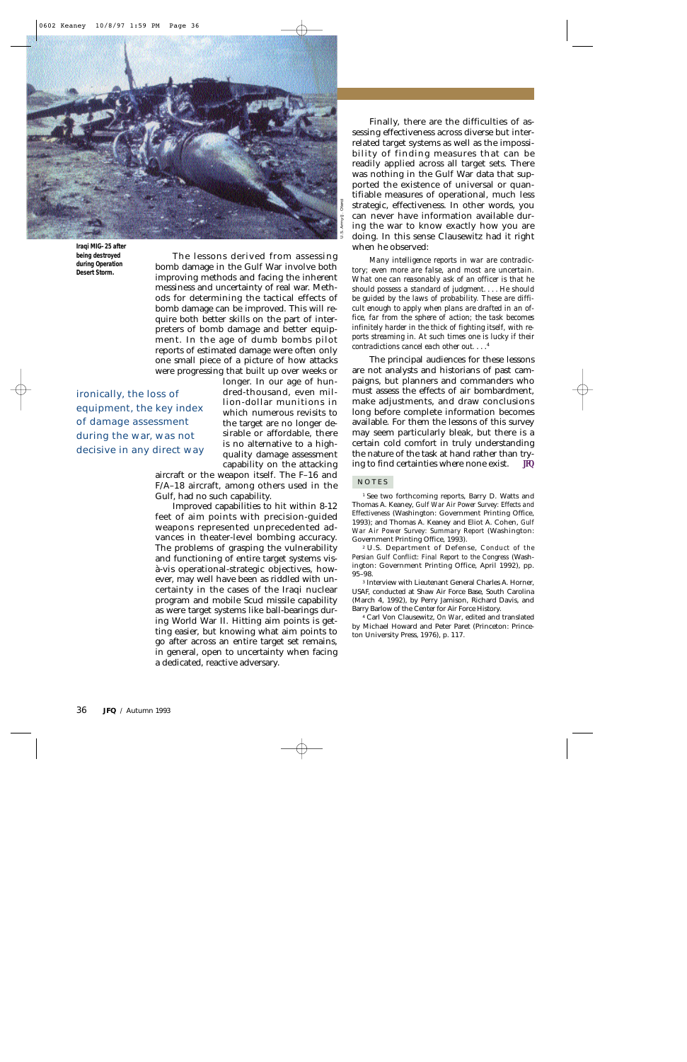Iraqi MIG–25 after being destroyed during Operation Desert Storm.

The lessons derived from assessing bomb damage in the Gulf War involve both improving methods and facing the inherent messiness and uncertainty of real war. Methods for determining the tactical effects of bomb damage can be improved. This will require both better skills on the part of interpreters of bomb damage and better equipment. In the age of dumb bombs pilot reports of estimated damage were often only one small piece of a picture of how attacks were progressing that built up over weeks or longer. In our age of hundred-thousand, even million-dollar munitions in which numerous revisits to the target are no longer desirable or affordable, there is no alternative to a high-quality damage assessment capability on the attacking aircraft or the weapon itself. The F–16 and F/A–18 aircraft, among others used in the Gulf, had no such capability.

ironically, the loss of equipment, the key index of damage assessment during the war, was not decisive in any direct way

Improved capabilities to hit within 8-12 feet of aim points with precision-guided weapons represented unprecedented advances in theater-level bombing accuracy. The problems of grasping the vulnerability and functioning of entire target systems vis-à-vis operational-strategic objectives, however, may well have been as riddled with uncertainty in the cases of the Iraqi nuclear program and mobile Scud missile capability as were target systems like ball-bearings during World War II. Hitting aim points is getting easier, but knowing what aim points to go after across an entire target set remains, in general, open to uncertainty when facing a dedicated, reactive adversary.

Finally, there are the difficulties of assessing effectiveness across diverse but interrelated target systems as well as the impossibility of finding measures that can be readily applied across all target sets. There was nothing in the Gulf War data that supported the existence of universal or quantifiable measures of operational, much less strategic, effectiveness. In other words, you can never have information available during the war to know exactly how you are doing. In this sense Clausewitz had it right when he observed:

> Many intelligence reports in war are contradictory; even more are false, and most are uncertain. What one can reasonably ask of an officer is that he should possess a standard of judgment. . . . He should be guided by the laws of probability. These are difficult enough to apply when plans are drafted in an office, far from the sphere of action; the task becomes infinitely harder in the thick of fighting itself, with reports streaming in. At such times one is lucky if their contradictions cancel each other out. . . .[4]

The principal audiences for these lessons are not analysts and historians of past campaigns, but planners and commanders who must assess the effects of air bombardment, make adjustments, and draw conclusions long before complete information becomes available. For them the lessons of this survey may seem particularly bleak, but there is a certain cold comfort in truly understanding the nature of the task at hand rather than trying to find certainties where none exist. **JFQ**

## NOTES

[1] See two forthcoming reports, Barry D. Watts and Thomas A. Keaney, *Gulf War Air Power Survey: Effects and Effectiveness* (Washington: Government Printing Office, 1993); and Thomas A. Keaney and Eliot A. Cohen, *Gulf War Air Power Survey: Summary Report* (Washington: Government Printing Office, 1993).

[2] U.S. Department of Defense, *Conduct of the Persian Gulf Conflict: Final Report to the Congress* (Washington: Government Printing Office, April 1992), pp. 95–98.

[3] Interview with Lieutenant General Charles A. Horner, USAF, conducted at Shaw Air Force Base, South Carolina (March 4, 1992), by Perry Jamison, Richard Davis, and Barry Barlow of the Center for Air Force History.

[4] Carl Von Clausewitz, *On War*, edited and translated by Michael Howard and Peter Paret (Princeton: Princeton University Press, 1976), p. 117.